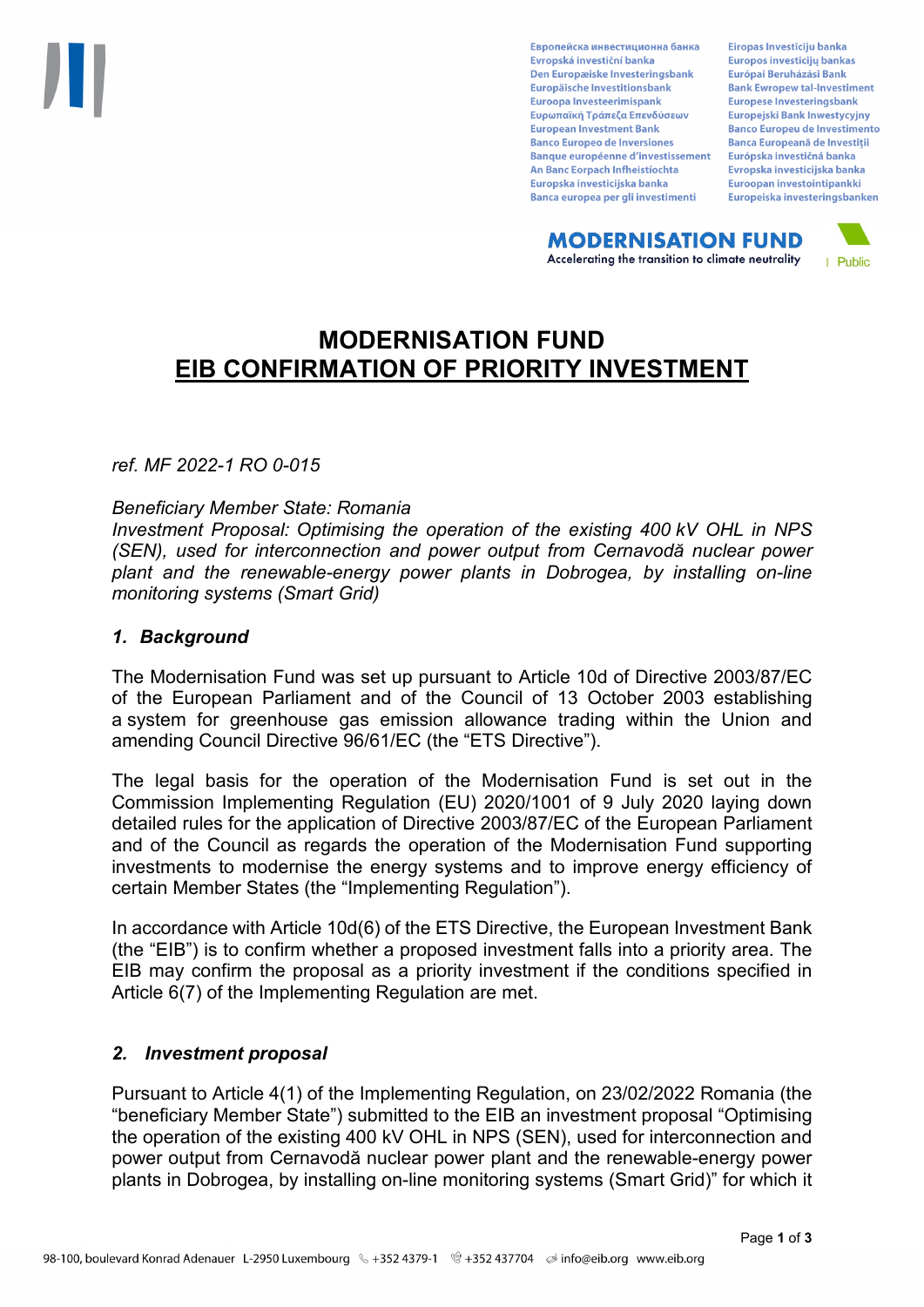# MODERNISATION FUND
# EIB CONFIRMATION OF PRIORITY INVESTMENT

*ref. MF 2022-1 RO 0-015*

*Beneficiary Member State: Romania*
*Investment Proposal: Optimising the operation of the existing 400 kV OHL in NPS (SEN), used for interconnection and power output from Cernavodă nuclear power plant and the renewable-energy power plants in Dobrogea, by installing on-line monitoring systems (Smart Grid)*

### *1. Background*

The Modernisation Fund was set up pursuant to Article 10d of Directive 2003/87/EC of the European Parliament and of the Council of 13 October 2003 establishing a system for greenhouse gas emission allowance trading within the Union and amending Council Directive 96/61/EC (the "ETS Directive").

The legal basis for the operation of the Modernisation Fund is set out in the Commission Implementing Regulation (EU) 2020/1001 of 9 July 2020 laying down detailed rules for the application of Directive 2003/87/EC of the European Parliament and of the Council as regards the operation of the Modernisation Fund supporting investments to modernise the energy systems and to improve energy efficiency of certain Member States (the "Implementing Regulation").

In accordance with Article 10d(6) of the ETS Directive, the European Investment Bank (the "EIB") is to confirm whether a proposed investment falls into a priority area. The EIB may confirm the proposal as a priority investment if the conditions specified in Article 6(7) of the Implementing Regulation are met.

### *2. Investment proposal*

Pursuant to Article 4(1) of the Implementing Regulation, on 23/02/2022 Romania (the "beneficiary Member State") submitted to the EIB an investment proposal "Optimising the operation of the existing 400 kV OHL in NPS (SEN), used for interconnection and power output from Cernavodă nuclear power plant and the renewable-energy power plants in Dobrogea, by installing on-line monitoring systems (Smart Grid)" for which it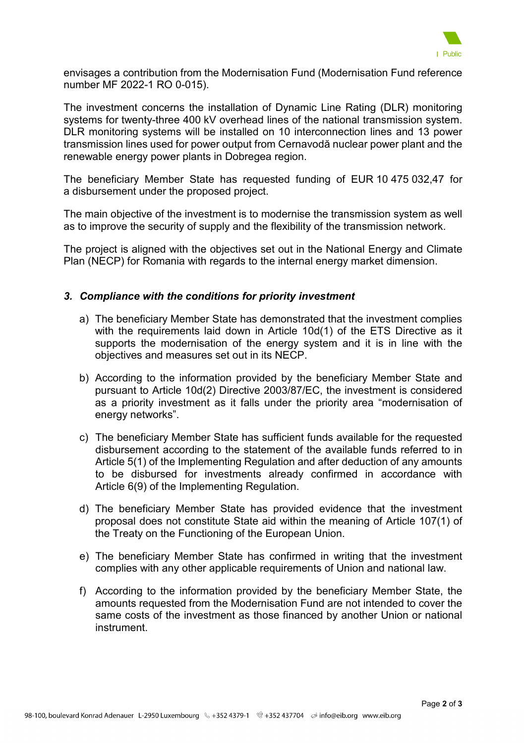envisages a contribution from the Modernisation Fund (Modernisation Fund reference number MF 2022-1 RO 0-015).

The investment concerns the installation of Dynamic Line Rating (DLR) monitoring systems for twenty-three 400 kV overhead lines of the national transmission system. DLR monitoring systems will be installed on 10 interconnection lines and 13 power transmission lines used for power output from Cernavodă nuclear power plant and the renewable energy power plants in Dobregea region.

The beneficiary Member State has requested funding of EUR 10 475 032,47 for a disbursement under the proposed project.

The main objective of the investment is to modernise the transmission system as well as to improve the security of supply and the flexibility of the transmission network.

The project is aligned with the objectives set out in the National Energy and Climate Plan (NECP) for Romania with regards to the internal energy market dimension.

### *3. Compliance with the conditions for priority investment*

a) The beneficiary Member State has demonstrated that the investment complies with the requirements laid down in Article 10d(1) of the ETS Directive as it supports the modernisation of the energy system and it is in line with the objectives and measures set out in its NECP.

b) According to the information provided by the beneficiary Member State and pursuant to Article 10d(2) Directive 2003/87/EC, the investment is considered as a priority investment as it falls under the priority area "modernisation of energy networks".

c) The beneficiary Member State has sufficient funds available for the requested disbursement according to the statement of the available funds referred to in Article 5(1) of the Implementing Regulation and after deduction of any amounts to be disbursed for investments already confirmed in accordance with Article 6(9) of the Implementing Regulation.

d) The beneficiary Member State has provided evidence that the investment proposal does not constitute State aid within the meaning of Article 107(1) of the Treaty on the Functioning of the European Union.

e) The beneficiary Member State has confirmed in writing that the investment complies with any other applicable requirements of Union and national law.

f) According to the information provided by the beneficiary Member State, the amounts requested from the Modernisation Fund are not intended to cover the same costs of the investment as those financed by another Union or national instrument.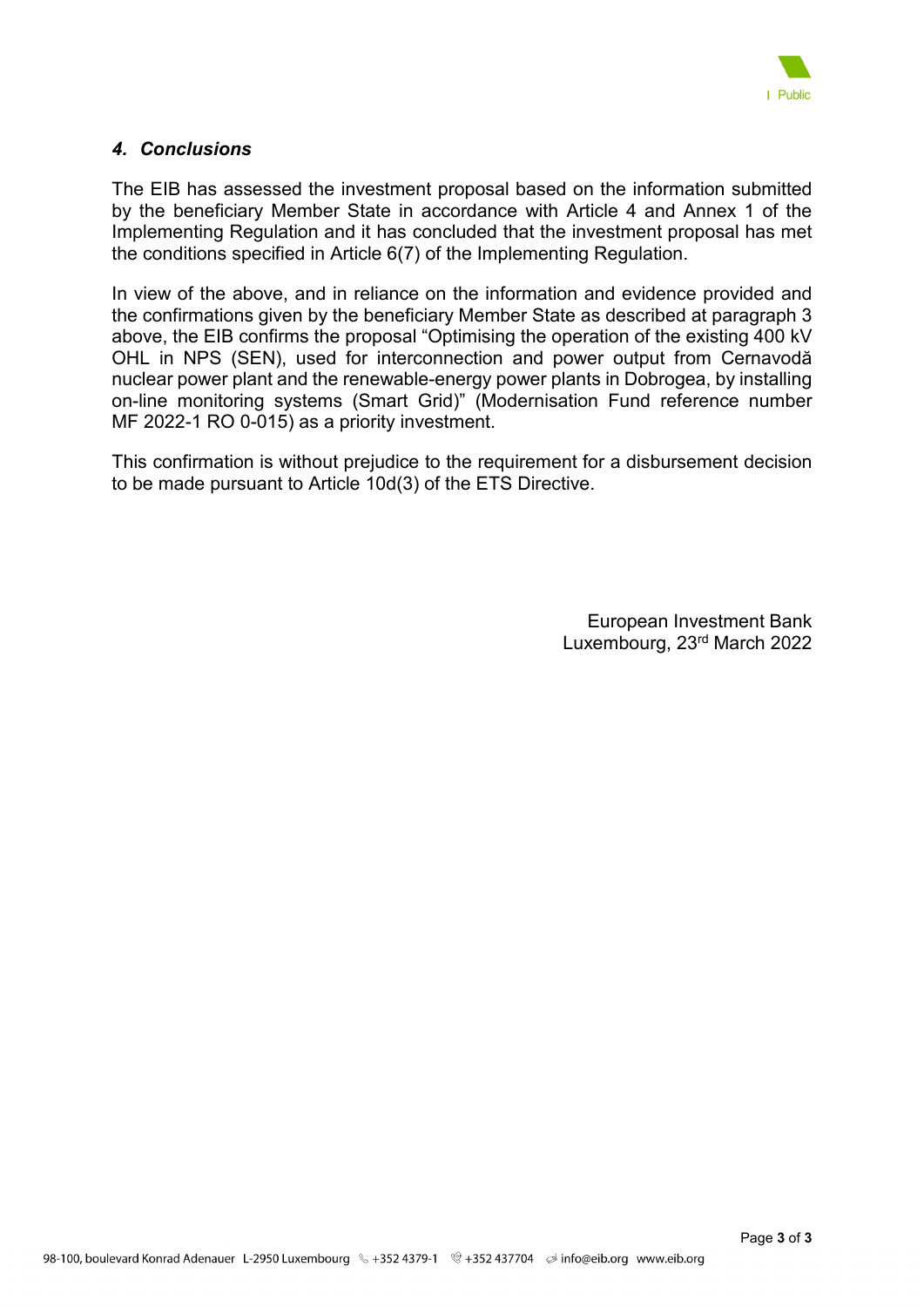### *4. Conclusions*

The EIB has assessed the investment proposal based on the information submitted by the beneficiary Member State in accordance with Article 4 and Annex 1 of the Implementing Regulation and it has concluded that the investment proposal has met the conditions specified in Article 6(7) of the Implementing Regulation.

In view of the above, and in reliance on the information and evidence provided and the confirmations given by the beneficiary Member State as described at paragraph 3 above, the EIB confirms the proposal "Optimising the operation of the existing 400 kV OHL in NPS (SEN), used for interconnection and power output from Cernavodă nuclear power plant and the renewable-energy power plants in Dobrogea, by installing on-line monitoring systems (Smart Grid)" (Modernisation Fund reference number MF 2022-1 RO 0-015) as a priority investment.

This confirmation is without prejudice to the requirement for a disbursement decision to be made pursuant to Article 10d(3) of the ETS Directive.

European Investment Bank
Luxembourg, 23rd March 2022